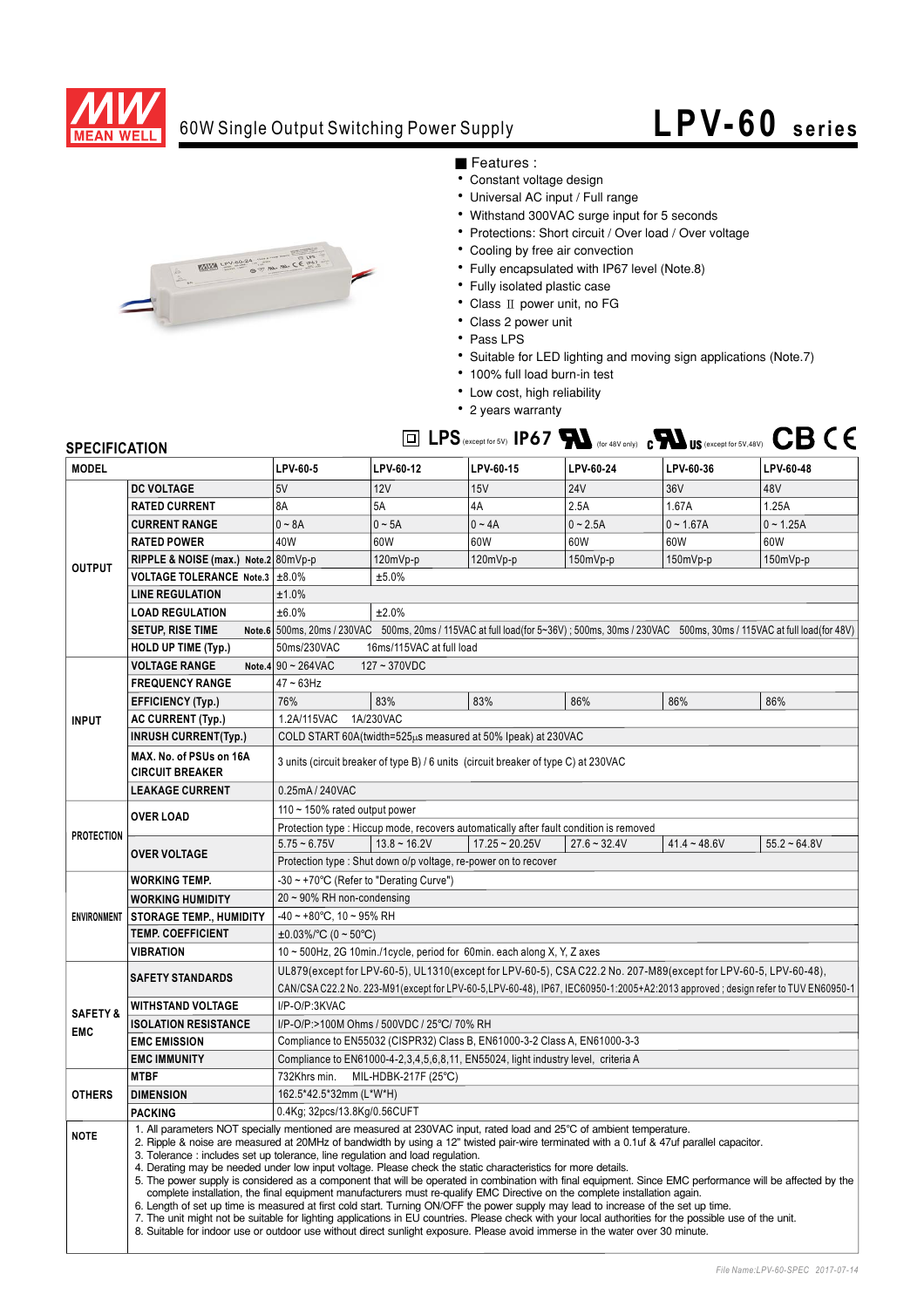# MEAN WELL 60W Single Output Switching Power Supply — LPV-60 series

■ Features :

- Constant voltage design
- Universal AC input / Full range
- Withstand 300VAC surge input for 5 seconds
- Protections: Short circuit / Over load / Over voltage
- Cooling by free air convection
- Fully encapsulated with IP67 level (Note.8)
- Fully isolated plastic case
- Class Ⅱ power unit, no FG
- Class 2 power unit
- Pass LPS
- Suitable for LED lighting and moving sign applications (Note.7)
- 100% full load burn-in test
- Low cost, high reliability
- 2 years warranty

LPS (except for 5V) IP67 UL (for 48V only) cULus (except for 5V,48V) CB CE

## SPECIFICATION

| MODEL | | LPV-60-5 | LPV-60-12 | LPV-60-15 | LPV-60-24 | LPV-60-36 | LPV-60-48 |
|---|---|---|---|---|---|---|---|
| OUTPUT | DC VOLTAGE | 5V | 12V | 15V | 24V | 36V | 48V |
| | RATED CURRENT | 8A | 5A | 4A | 2.5A | 1.67A | 1.25A |
| | CURRENT RANGE | 0 ~ 8A | 0 ~ 5A | 0 ~ 4A | 0 ~ 2.5A | 0 ~ 1.67A | 0 ~ 1.25A |
| | RATED POWER | 40W | 60W | 60W | 60W | 60W | 60W |
| | RIPPLE & NOISE (max.) Note.2 | 80mVp-p | 120mVp-p | 120mVp-p | 150mVp-p | 150mVp-p | 150mVp-p |
| | VOLTAGE TOLERANCE Note.3 | ±8.0% | ±5.0% | | | | |
| | LINE REGULATION | ±1.0% | | | | | |
| | LOAD REGULATION | ±6.0% | ±2.0% | | | | |
| | SETUP, RISE TIME Note.6 | 500ms, 20ms / 230VAC 500ms, 20ms / 115VAC at full load(for 5~36V) ; 500ms, 30ms / 230VAC 500ms, 30ms / 115VAC at full load(for 48V) | | | | | |
| | HOLD UP TIME (Typ.) | 50ms/230VAC 16ms/115VAC at full load | | | | | |
| INPUT | VOLTAGE RANGE Note.4 | 90 ~ 264VAC 127 ~ 370VDC | | | | | |
| | FREQUENCY RANGE | 47 ~ 63Hz | | | | | |
| | EFFICIENCY (Typ.) | 76% | 83% | 83% | 86% | 86% | 86% |
| | AC CURRENT (Typ.) | 1.2A/115VAC 1A/230VAC | | | | | |
| | INRUSH CURRENT(Typ.) | COLD START 60A(twidth=525μs measured at 50% Ipeak) at 230VAC | | | | | |
| | MAX. No. of PSUs on 16A CIRCUIT BREAKER | 3 units (circuit breaker of type B) / 6 units (circuit breaker of type C) at 230VAC | | | | | |
| | LEAKAGE CURRENT | 0.25mA / 240VAC | | | | | |
| PROTECTION | OVER LOAD | 110 ~ 150% rated output power | | | | | |
| | | Protection type : Hiccup mode, recovers automatically after fault condition is removed | | | | | |
| | OVER VOLTAGE | 5.75 ~ 6.75V | 13.8 ~ 16.2V | 17.25 ~ 20.25V | 27.6 ~ 32.4V | 41.4 ~ 48.6V | 55.2 ~ 64.8V |
| | | Protection type : Shut down o/p voltage, re-power on to recover | | | | | |
| ENVIRONMENT | WORKING TEMP. | -30 ~ +70°C (Refer to "Derating Curve") | | | | | |
| | WORKING HUMIDITY | 20 ~ 90% RH non-condensing | | | | | |
| | STORAGE TEMP., HUMIDITY | -40 ~ +80°C, 10 ~ 95% RH | | | | | |
| | TEMP. COEFFICIENT | ±0.03%/°C (0 ~ 50°C) | | | | | |
| | VIBRATION | 10 ~ 500Hz, 2G 10min./1cycle, period for 60min. each along X, Y, Z axes | | | | | |
| SAFETY & EMC | SAFETY STANDARDS | UL879(except for LPV-60-5), UL1310(except for LPV-60-5), CSA C22.2 No. 207-M89(except for LPV-60-5, LPV-60-48), CAN/CSA C22.2 No. 223-M91(except for LPV-60-5,LPV-60-48), IP67, IEC60950-1:2005+A2:2013 approved ; design refer to TUV EN60950-1 | | | | | |
| | WITHSTAND VOLTAGE | I/P-O/P:3KVAC | | | | | |
| | ISOLATION RESISTANCE | I/P-O/P:>100M Ohms / 500VDC / 25°C/ 70% RH | | | | | |
| | EMC EMISSION | Compliance to EN55032 (CISPR32) Class B, EN61000-3-2 Class A, EN61000-3-3 | | | | | |
| | EMC IMMUNITY | Compliance to EN61000-4-2,3,4,5,6,8,11, EN55024, light industry level, criteria A | | | | | |
| OTHERS | MTBF | 732Khrs min. MIL-HDBK-217F (25°C) | | | | | |
| | DIMENSION | 162.5*42.5*32mm (L*W*H) | | | | | |
| | PACKING | 0.4Kg; 32pcs/13.8Kg/0.56CUFT | | | | | |

**NOTE**

1. All parameters NOT specially mentioned are measured at 230VAC input, rated load and 25°C of ambient temperature.
2. Ripple & noise are measured at 20MHz of bandwidth by using a 12" twisted pair-wire terminated with a 0.1uf & 47uf parallel capacitor.
3. Tolerance : includes set up tolerance, line regulation and load regulation.
4. Derating may be needed under low input voltage. Please check the static characteristics for more details.
5. The power supply is considered as a component that will be operated in combination with final equipment. Since EMC performance will be affected by the complete installation, the final equipment manufacturers must re-qualify EMC Directive on the complete installation again.
6. Length of set up time is measured at first cold start. Turning ON/OFF the power supply may lead to increase of the set up time.
7. The unit might not be suitable for lighting applications in EU countries. Please check with your local authorities for the possible use of the unit.
8. Suitable for indoor use or outdoor use without direct sunlight exposure. Please avoid immerse in the water over 30 minute.

File Name:LPV-60-SPEC 2017-07-14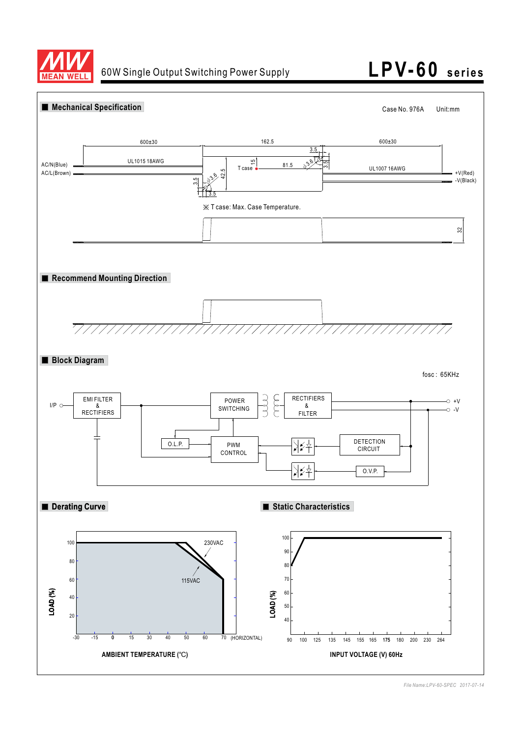# 60W Single Output Switching Power Supply

# LPV-60 series

## Mechanical Specification

Case No. 976A Unit:mm

600±30
162.5
600±30
3.5
AC/N(Blue)
AC/L(Brown)
UL1015 18AWG
15
T case
81.5
ϕ3.6
3.5
UL1007 16AWG
+V(Red)
-V(Black)
3.5
ϕ3.6
42.5
3.5

※ T case: Max. Case Temperature.

32

## Recommend Mounting Direction

## Block Diagram

fosc : 65KHz

I/P
EMI FILTER & RECTIFIERS
POWER SWITCHING
RECTIFIERS & FILTER
+V
-V
O.L.P.
PWM CONTROL
DETECTION CIRCUIT
O.V.P.

## Derating Curve

LOAD (%)
100
80
60
40
20
230VAC
115VAC
-30 -15 0 15 30 40 50 60 70 (HORIZONTAL)
AMBIENT TEMPERATURE (℃)

## Static Characteristics

LOAD (%)
100
90
80
70
60
50
40
90 100 125 135 145 155 165 175 180 200 230 264
INPUT VOLTAGE (V) 60Hz

*File Name:LPV-60-SPEC 2017-07-14*